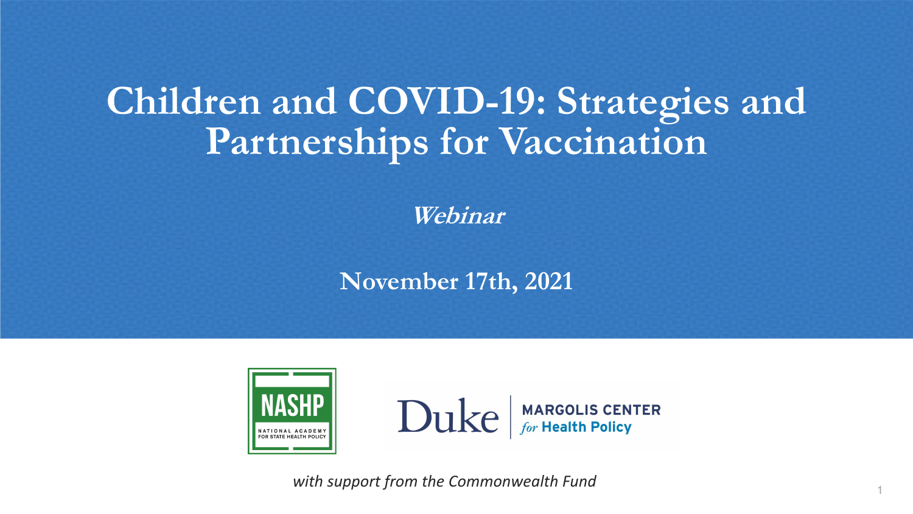# Children and COVID-19: Strategies and Partnerships for Vaccination

***Webinar***

**November 17th, 2021**

NASHP
NATIONAL ACADEMY FOR STATE HEALTH POLICY

Duke | MARGOLIS CENTER *for* Health Policy

*with support from the Commonwealth Fund*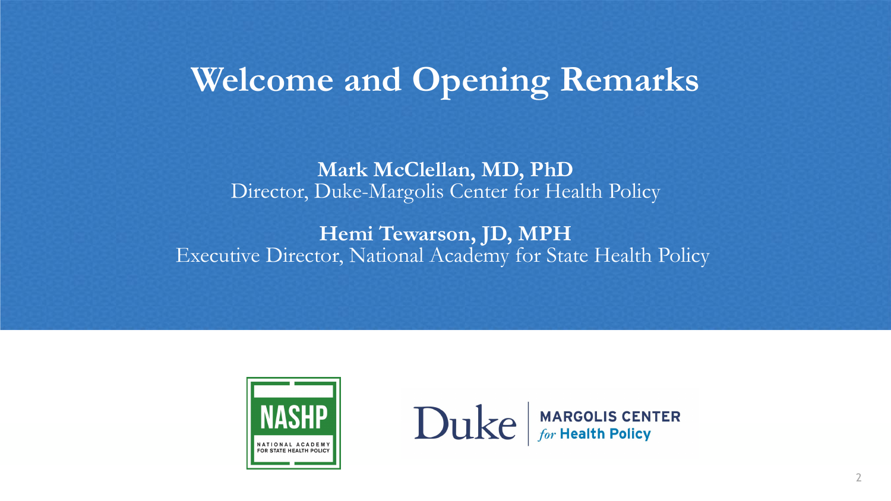# Welcome and Opening Remarks

**Mark McClellan, MD, PhD**
Director, Duke-Margolis Center for Health Policy

**Hemi Tewarson, JD, MPH**
Executive Director, National Academy for State Health Policy

NASHP
NATIONAL ACADEMY FOR STATE HEALTH POLICY

Duke | MARGOLIS CENTER *for* Health Policy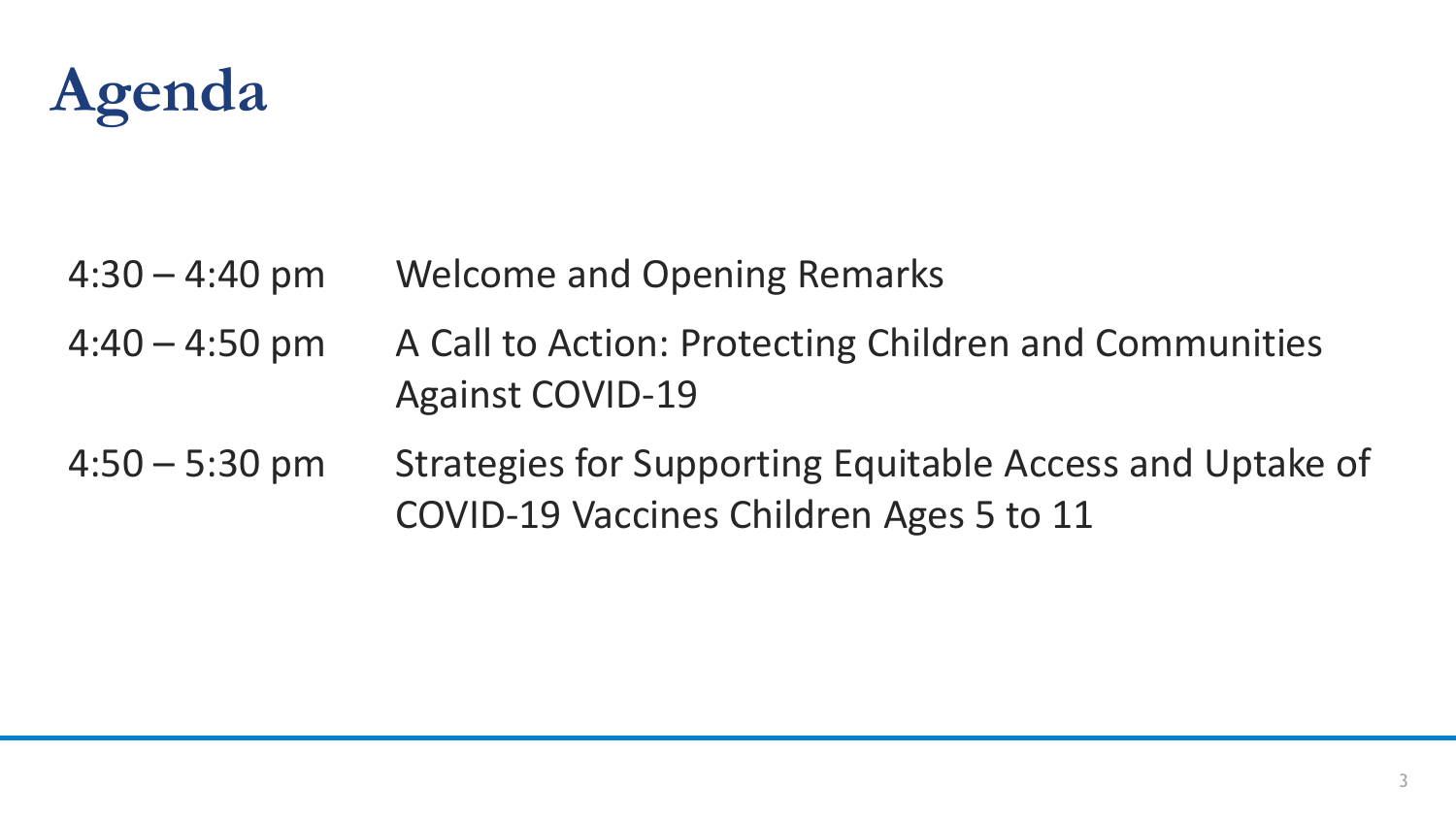# Agenda

| | |
|---|---|
| 4:30 – 4:40 pm | Welcome and Opening Remarks |
| 4:40 – 4:50 pm | A Call to Action: Protecting Children and Communities Against COVID-19 |
| 4:50 – 5:30 pm | Strategies for Supporting Equitable Access and Uptake of COVID-19 Vaccines Children Ages 5 to 11 |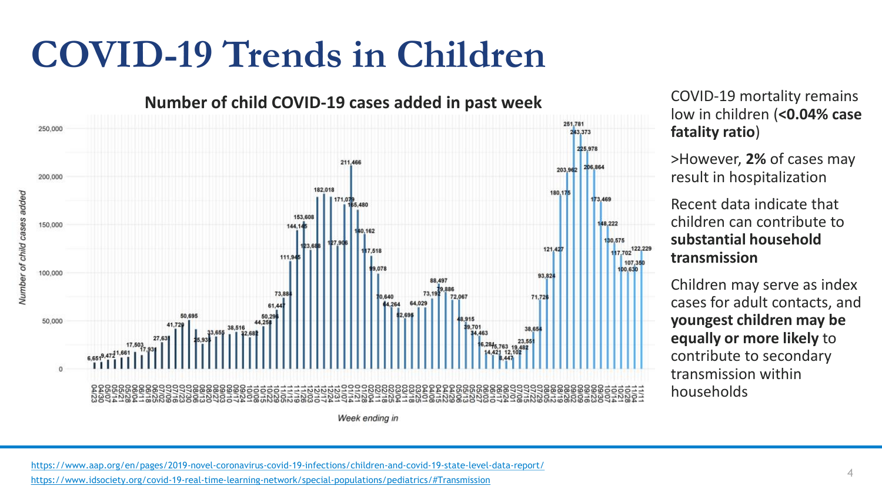# COVID-19 Trends in Children

**Number of child COVID-19 cases added in past week**

Number of child cases added

250,000
200,000
150,000
100,000
50,000
0

6,651 9,472 11,661 17,503 17,931 27,631 41,729 50,695 25,935 33,655 38,516 32,682 44,258 50,295 61,447 73,884 111,945 144,145 153,608 123,688 182,018 127,906 171,079 211,466 165,480 140,162 117,518 99,078 70,640 64,264 52,695 64,029 73,192 88,497 79,886 72,067 48,915 39,701 34,463 16,281 14,421 15,763 8,447 12,102 19,482 23,551 38,654 71,726 93,824 121,427 180,175 203,962 251,781 243,373 225,978 206,864 173,469 148,222 130,575 117,702 100,630 107,350 122,229

04/23 04/30 05/07 05/14 05/21 05/28 06/04 06/11 06/18 06/25 07/02 07/09 07/16 07/23 07/30 08/06 08/13 08/20 08/27 09/03 09/10 09/17 09/24 10/01 10/08 10/15 10/22 10/29 11/05 11/12 11/19 11/26 12/03 12/10 12/17 12/24 12/31 01/07 01/14 01/21 01/28 02/04 02/11 02/18 02/25 03/04 03/11 03/18 03/25 04/01 04/08 04/15 04/22 04/29 05/06 05/13 05/20 05/27 06/03 06/10 06/17 06/24 07/01 07/08 07/15 07/22 07/29 08/05 08/12 08/19 08/26 09/02 09/09 09/16 09/23 09/30 10/07 10/14 10/21 10/28 11/04 11/11

Week ending in

- COVID-19 mortality remains low in children (**<0.04% case fatality ratio**)
- >However, **2%** of cases may result in hospitalization
- Recent data indicate that children can contribute to **substantial household transmission**
- Children may serve as index cases for adult contacts, and **youngest children may be equally or more likely** to contribute to secondary transmission within households

https://www.aap.org/en/pages/2019-novel-coronavirus-covid-19-infections/children-and-covid-19-state-level-data-report/

https://www.idsociety.org/covid-19-real-time-learning-network/special-populations/pediatrics/#Transmission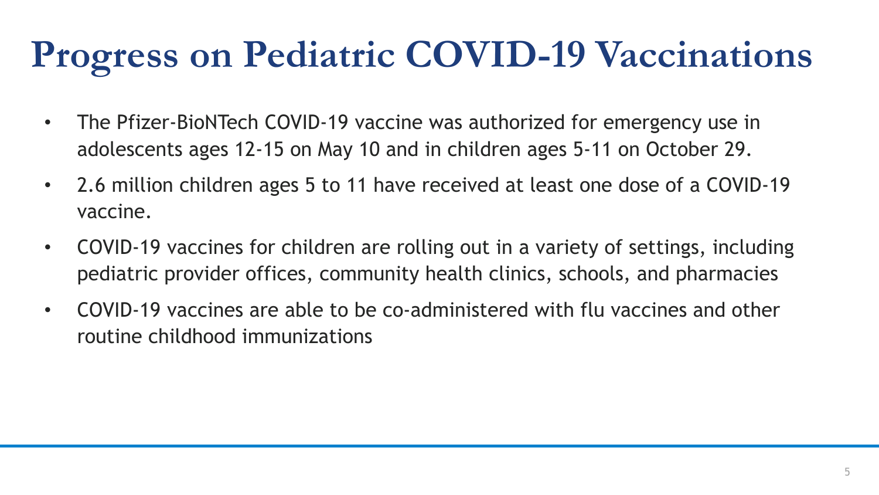# Progress on Pediatric COVID-19 Vaccinations

- The Pfizer-BioNTech COVID-19 vaccine was authorized for emergency use in adolescents ages 12-15 on May 10 and in children ages 5-11 on October 29.
- 2.6 million children ages 5 to 11 have received at least one dose of a COVID-19 vaccine.
- COVID-19 vaccines for children are rolling out in a variety of settings, including pediatric provider offices, community health clinics, schools, and pharmacies
- COVID-19 vaccines are able to be co-administered with flu vaccines and other routine childhood immunizations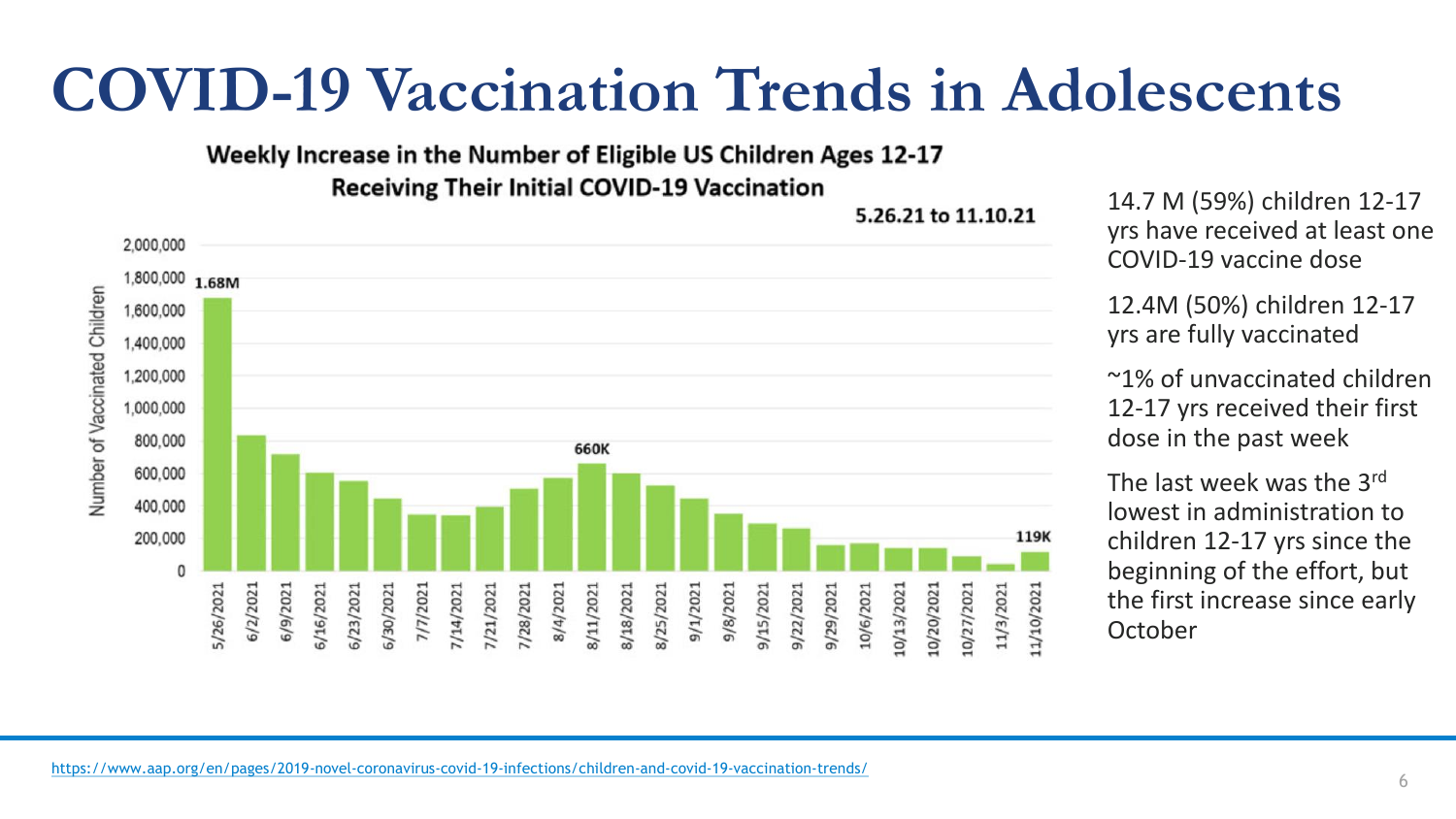# COVID-19 Vaccination Trends in Adolescents

**Weekly Increase in the Number of Eligible US Children Ages 12-17 Receiving Their Initial COVID-19 Vaccination**

**5.26.21 to 11.10.21**

Number of Vaccinated Children

2,000,000
1,800,000
1,600,000
1,400,000
1,200,000
1,000,000
800,000
600,000
400,000
200,000
0

1.68M
660K
119K

5/26/2021, 6/2/2021, 6/9/2021, 6/16/2021, 6/23/2021, 6/30/2021, 7/7/2021, 7/14/2021, 7/21/2021, 7/28/2021, 8/4/2021, 8/11/2021, 8/18/2021, 8/25/2021, 9/1/2021, 9/8/2021, 9/15/2021, 9/22/2021, 9/29/2021, 10/6/2021, 10/13/2021, 10/20/2021, 10/27/2021, 11/3/2021, 11/10/2021

14.7 M (59%) children 12-17 yrs have received at least one COVID-19 vaccine dose

12.4M (50%) children 12-17 yrs are fully vaccinated

~1% of unvaccinated children 12-17 yrs received their first dose in the past week

The last week was the 3rd lowest in administration to children 12-17 yrs since the beginning of the effort, but the first increase since early October

https://www.aap.org/en/pages/2019-novel-coronavirus-covid-19-infections/children-and-covid-19-vaccination-trends/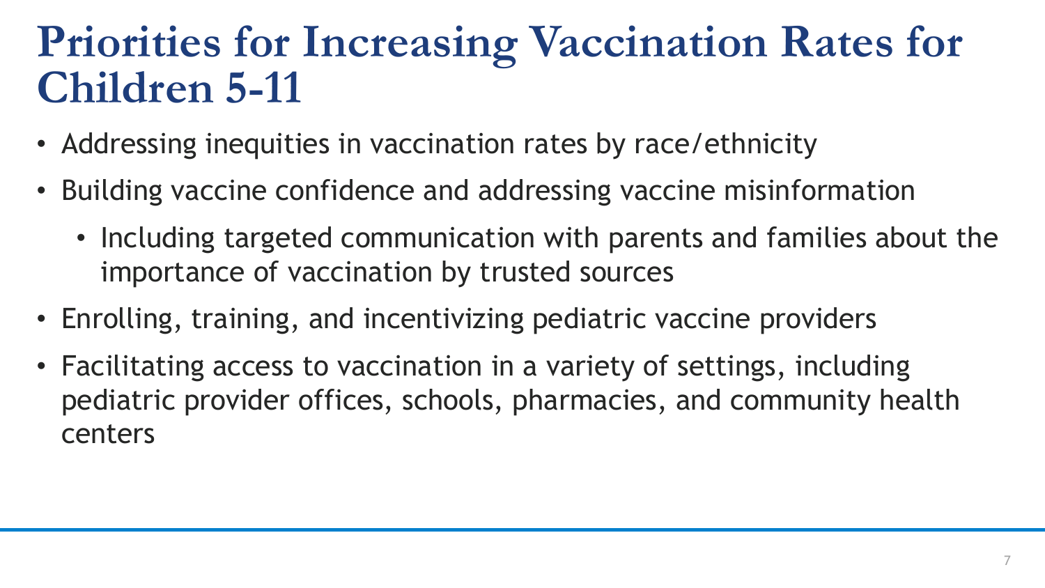# Priorities for Increasing Vaccination Rates for Children 5-11

- Addressing inequities in vaccination rates by race/ethnicity
- Building vaccine confidence and addressing vaccine misinformation
  - Including targeted communication with parents and families about the importance of vaccination by trusted sources
- Enrolling, training, and incentivizing pediatric vaccine providers
- Facilitating access to vaccination in a variety of settings, including pediatric provider offices, schools, pharmacies, and community health centers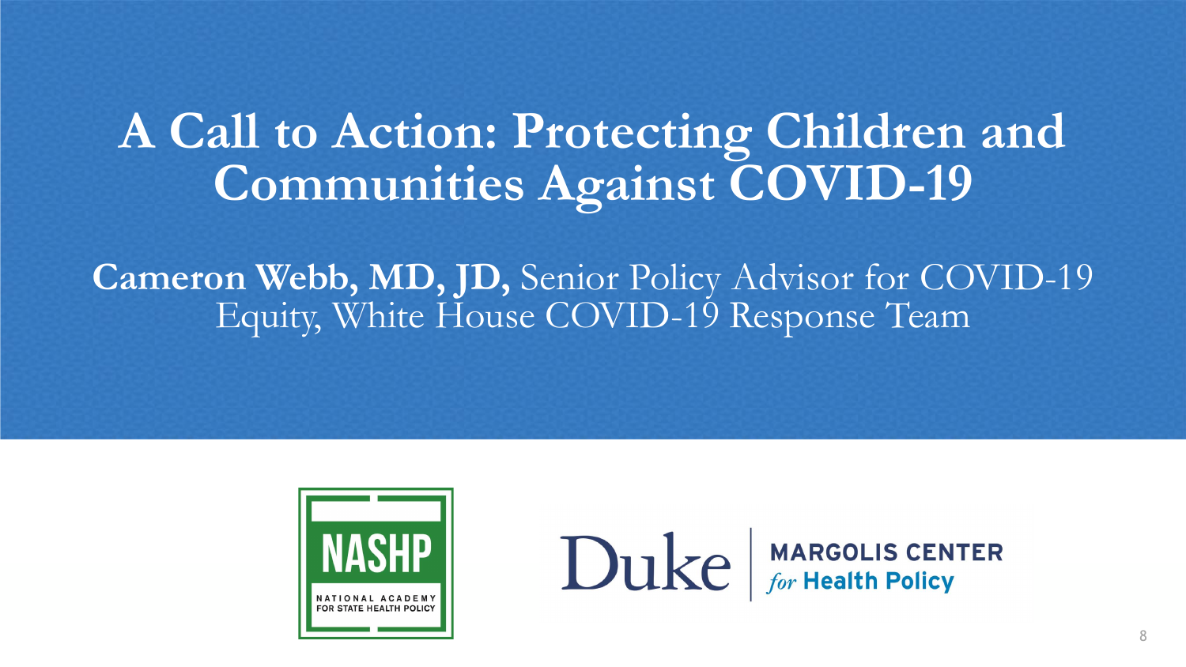# A Call to Action: Protecting Children and Communities Against COVID-19

**Cameron Webb, MD, JD,** Senior Policy Advisor for COVID-19 Equity, White House COVID-19 Response Team

NASHP NATIONAL ACADEMY FOR STATE HEALTH POLICY

Duke | MARGOLIS CENTER *for* Health Policy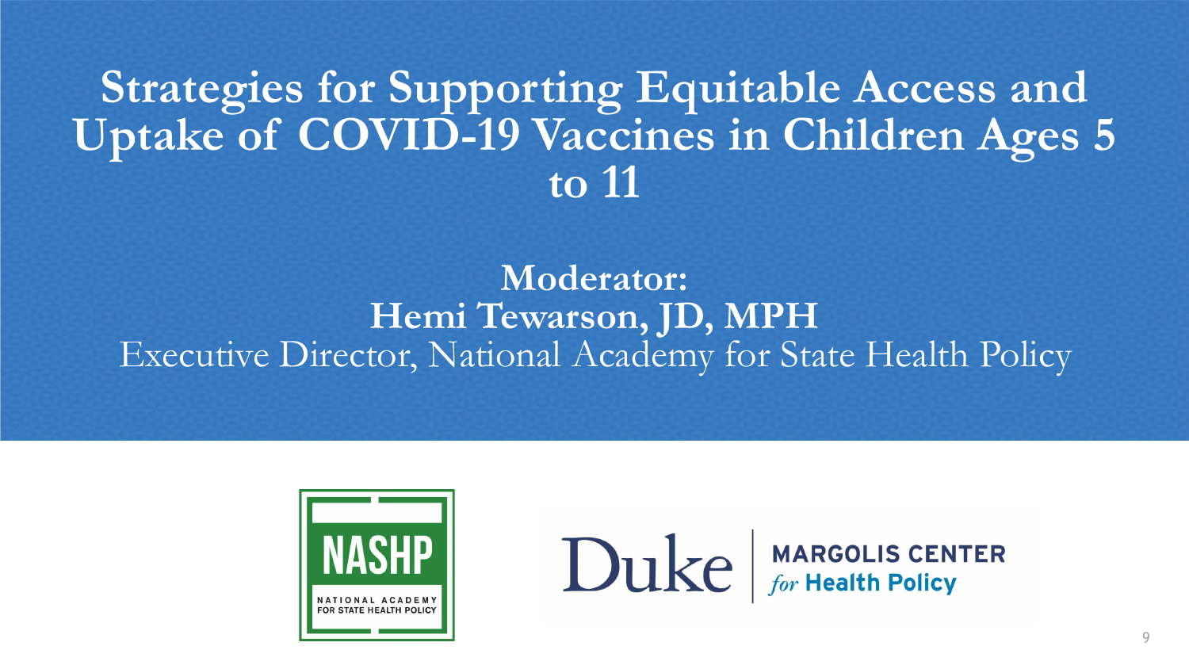# Strategies for Supporting Equitable Access and Uptake of COVID-19 Vaccines in Children Ages 5 to 11

**Moderator:**

**Hemi Tewarson, JD, MPH**

Executive Director, National Academy for State Health Policy

NASHP
NATIONAL ACADEMY FOR STATE HEALTH POLICY

Duke | MARGOLIS CENTER for Health Policy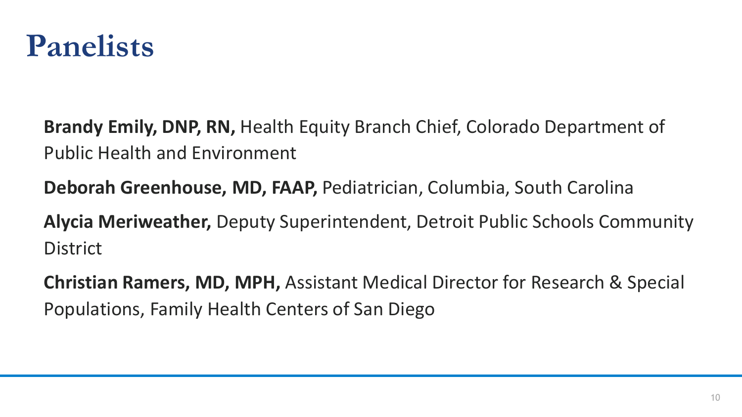# Panelists

**Brandy Emily, DNP, RN,** Health Equity Branch Chief, Colorado Department of Public Health and Environment

**Deborah Greenhouse, MD, FAAP,** Pediatrician, Columbia, South Carolina

**Alycia Meriweather,** Deputy Superintendent, Detroit Public Schools Community District

**Christian Ramers, MD, MPH,** Assistant Medical Director for Research & Special Populations, Family Health Centers of San Diego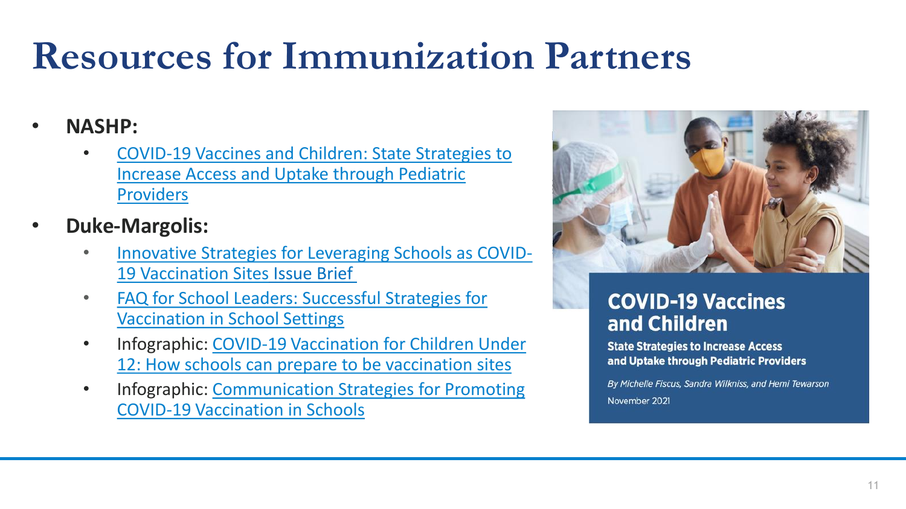# Resources for Immunization Partners

- **NASHP:**
  - COVID-19 Vaccines and Children: State Strategies to Increase Access and Uptake through Pediatric Providers
- **Duke-Margolis:**
  - Innovative Strategies for Leveraging Schools as COVID-19 Vaccination Sites Issue Brief
  - FAQ for School Leaders: Successful Strategies for Vaccination in School Settings
  - Infographic: COVID-19 Vaccination for Children Under 12: How schools can prepare to be vaccination sites
  - Infographic: Communication Strategies for Promoting COVID-19 Vaccination in Schools

**COVID-19 Vaccines and Children**

**State Strategies to Increase Access and Uptake through Pediatric Providers**

*By Michelle Fiscus, Sandra Wilkniss, and Hemi Tewarson*

November 2021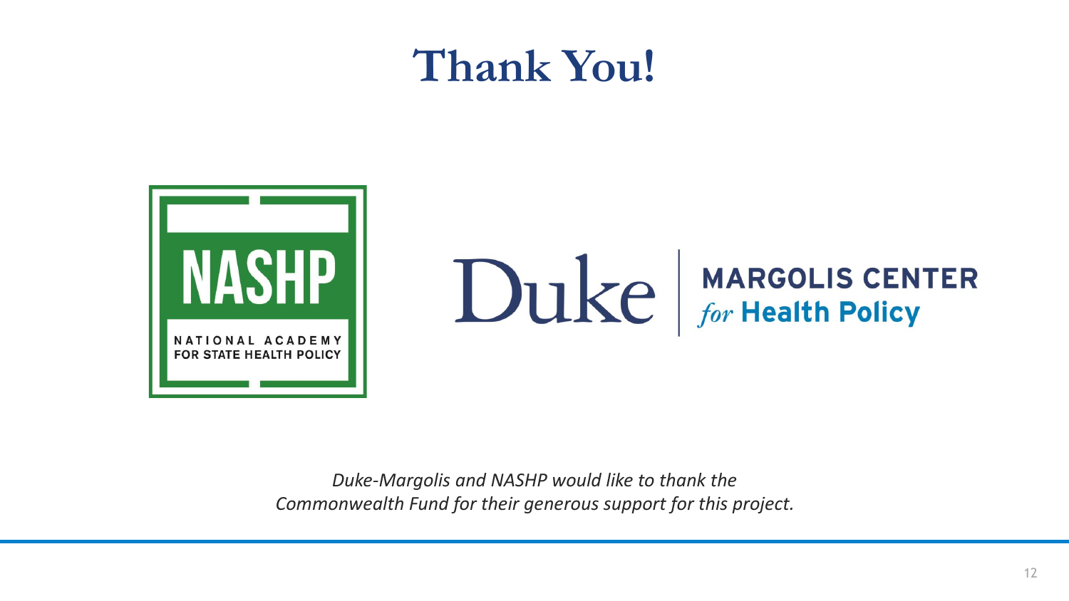# Thank You!

NASHP

NATIONAL ACADEMY
FOR STATE HEALTH POLICY

Duke | MARGOLIS CENTER *for* Health Policy

*Duke-Margolis and NASHP would like to thank the Commonwealth Fund for their generous support for this project.*